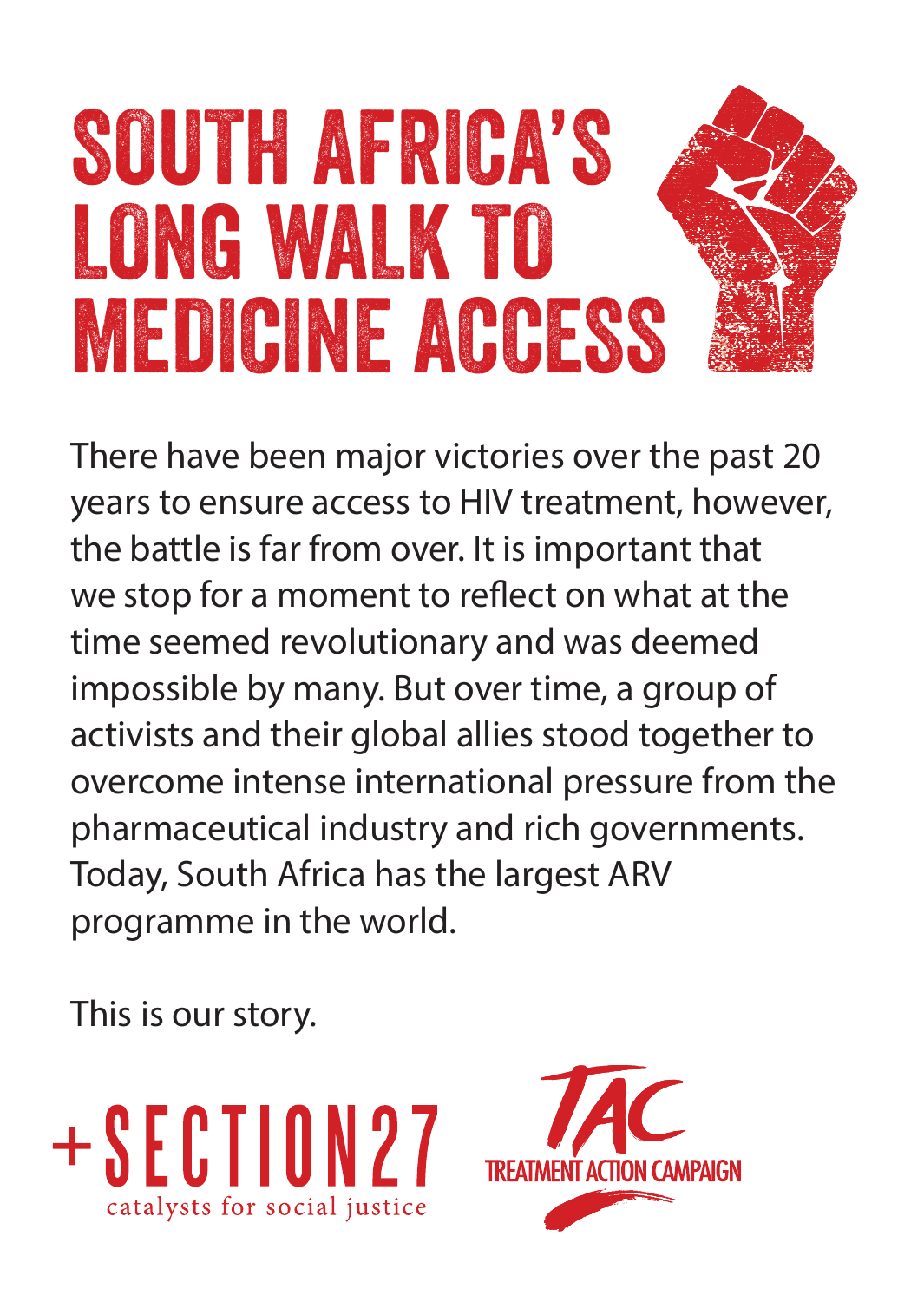# SOUTH AFRICA'S LONG WALK TO MEDICINE ACCESS

There have been major victories over the past 20 years to ensure access to HIV treatment, however, the battle is far from over. It is important that we stop for a moment to reflect on what at the time seemed revolutionary and was deemed impossible by many. But over time, a group of activists and their global allies stood together to overcome intense international pressure from the pharmaceutical industry and rich governments. Today, South Africa has the largest ARV programme in the world.

This is our story.

+SECTION27 catalysts for social justice

TAC TREATMENT ACTION CAMPAIGN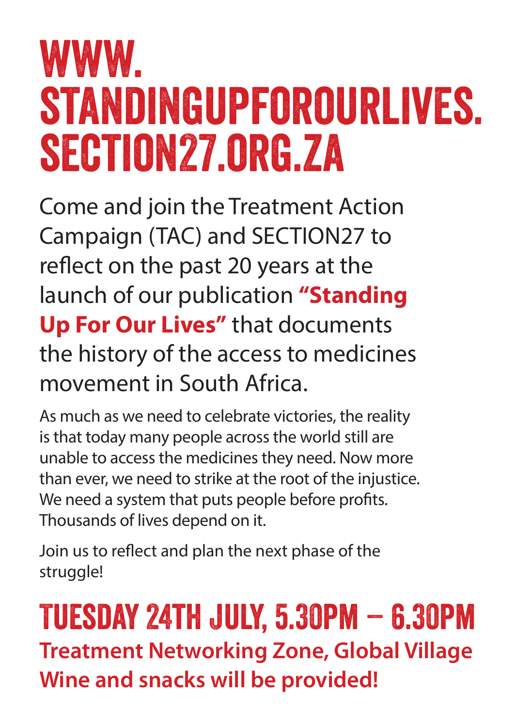# WWW.STANDINGUPFOROURLIVES.SECTION27.ORG.ZA

Come and join the Treatment Action Campaign (TAC) and SECTION27 to reflect on the past 20 years at the launch of our publication **"Standing Up For Our Lives"** that documents the history of the access to medicines movement in South Africa.

As much as we need to celebrate victories, the reality is that today many people across the world still are unable to access the medicines they need. Now more than ever, we need to strike at the root of the injustice. We need a system that puts people before profits. Thousands of lives depend on it.

Join us to reflect and plan the next phase of the struggle!

## TUESDAY 24TH JULY, 5.30PM – 6.30PM

**Treatment Networking Zone, Global Village**

**Wine and snacks will be provided!**